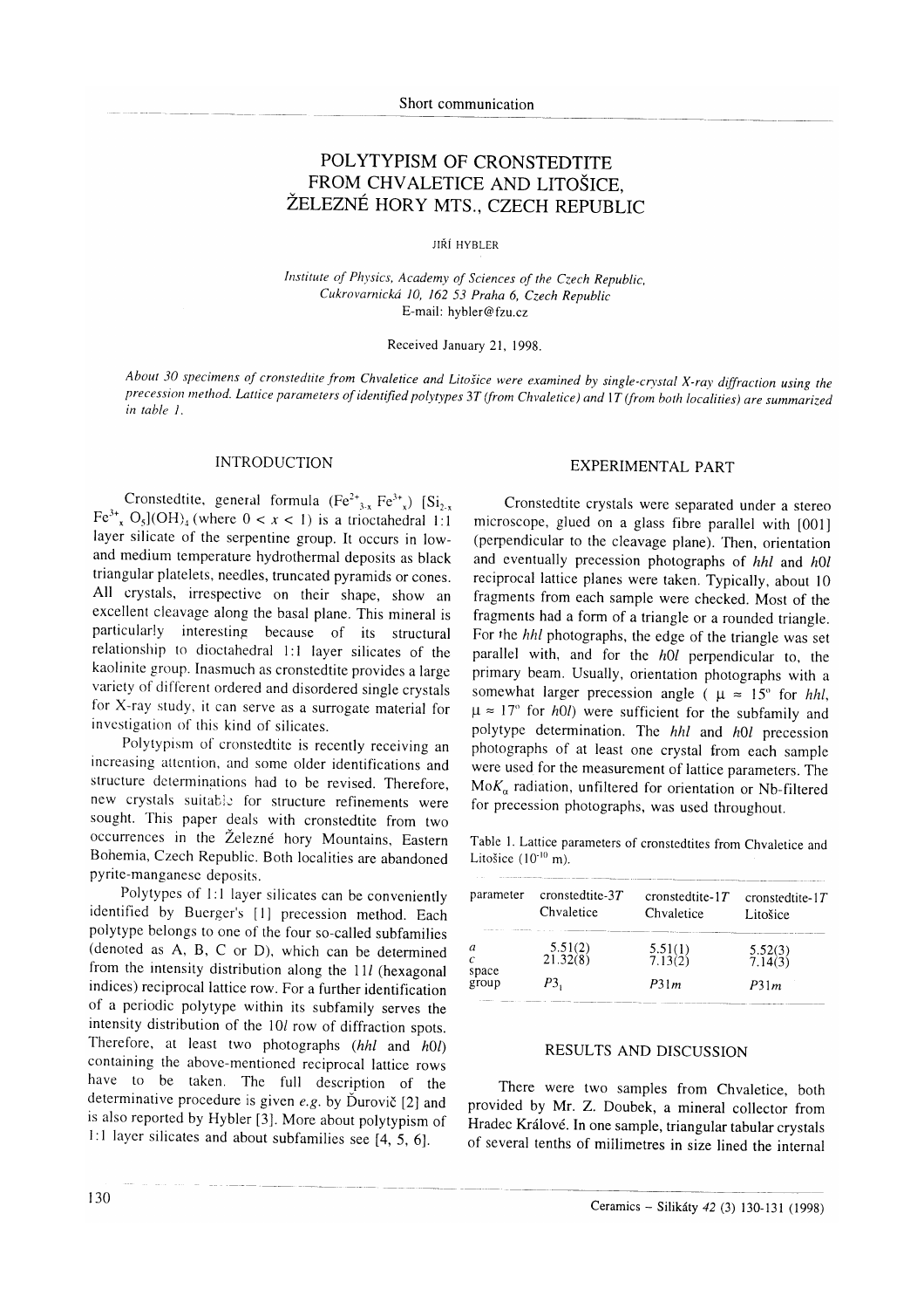Short communication

# POLYTYPISM OF CRONSTEDTITE FROM CHVALETICE AND LITOŠICE, ŽELEZNÉ HORY MTS., CZECH REPUBLIC

JIŘÍ HYBLER

*Institute of Physics, Academy of Sciences of the Czech Republic, Cukrovarnická 10, 162 53 Praha 6, Czech Republic*
E-mail: hybler@fzu.cz

Received January 21, 1998.

*About 30 specimens of cronstedtite from Chvaletice and Litošice were examined by single-crystal X-ray diffraction using the precession method. Lattice parameters of identified polytypes 3T (from Chvaletice) and 1T (from both localities) are summarized in table 1.*

## INTRODUCTION

Cronstedtite, general formula $(Fe^{2+}_{3-x} Fe^{3+}_{x})$ $[Si_{2-x} Fe^{3+}_{x} O_5](OH)_4$ (where $0 < x < 1$) is a trioctahedral 1:1 layer silicate of the serpentine group. It occurs in low- and medium temperature hydrothermal deposits as black triangular platelets, needles, truncated pyramids or cones. All crystals, irrespective on their shape, show an excellent cleavage along the basal plane. This mineral is particularly interesting because of its structural relationship to dioctahedral 1:1 layer silicates of the kaolinite group. Inasmuch as cronstedtite provides a large variety of different ordered and disordered single crystals for X-ray study, it can serve as a surrogate material for investigation of this kind of silicates.

Polytypism of cronstedtite is recently receiving an increasing attention, and some older identifications and structure determinations had to be revised. Therefore, new crystals suitable for structure refinements were sought. This paper deals with cronstedtite from two occurrences in the Železné hory Mountains, Eastern Bohemia, Czech Republic. Both localities are abandoned pyrite-manganese deposits.

Polytypes of 1:1 layer silicates can be conveniently identified by Buerger's [1] precession method. Each polytype belongs to one of the four so-called subfamilies (denoted as A, B, C or D), which can be determined from the intensity distribution along the $11l$ (hexagonal indices) reciprocal lattice row. For a further identification of a periodic polytype within its subfamily serves the intensity distribution of the $10l$ row of diffraction spots. Therefore, at least two photographs ($hhl$ and $h0l$) containing the above-mentioned reciprocal lattice rows have to be taken. The full description of the determinative procedure is given *e.g.* by Ďurovič [2] and is also reported by Hybler [3]. More about polytypism of 1:1 layer silicates and about subfamilies see [4, 5, 6].

## EXPERIMENTAL PART

Cronstedtite crystals were separated under a stereo microscope, glued on a glass fibre parallel with [001] (perpendicular to the cleavage plane). Then, orientation and eventually precession photographs of $hhl$ and $h0l$ reciprocal lattice planes were taken. Typically, about 10 fragments from each sample were checked. Most of the fragments had a form of a triangle or a rounded triangle. For the $hhl$ photographs, the edge of the triangle was set parallel with, and for the $h0l$ perpendicular to, the primary beam. Usually, orientation photographs with a somewhat larger precession angle ($\mu \approx 15°$ for $hhl$, $\mu \approx 17°$ for $h0l$) were sufficient for the subfamily and polytype determination. The $hhl$ and $h0l$ precession photographs of at least one crystal from each sample were used for the measurement of lattice parameters. The $MoK_\alpha$ radiation, unfiltered for orientation or Nb-filtered for precession photographs, was used throughout.

Table 1. Lattice parameters of cronstedtites from Chvaletice and Litošice ($10^{-10}$ m).

| parameter | cronstedtite-3*T* Chvaletice | cronstedtite-1*T* Chvaletice | cronstedtite-1*T* Litošice |
|---|---|---|---|
| *a* | 5.51(2) | 5.51(1) | 5.52(3) |
| *c* | 21.32(8) | 7.13(2) | 7.14(3) |
| space group | $P3_1$ | $P31m$ | $P31m$ |

## RESULTS AND DISCUSSION

There were two samples from Chvaletice, both provided by Mr. Z. Doubek, a mineral collector from Hradec Králové. In one sample, triangular tabular crystals of several tenths of millimetres in size lined the internal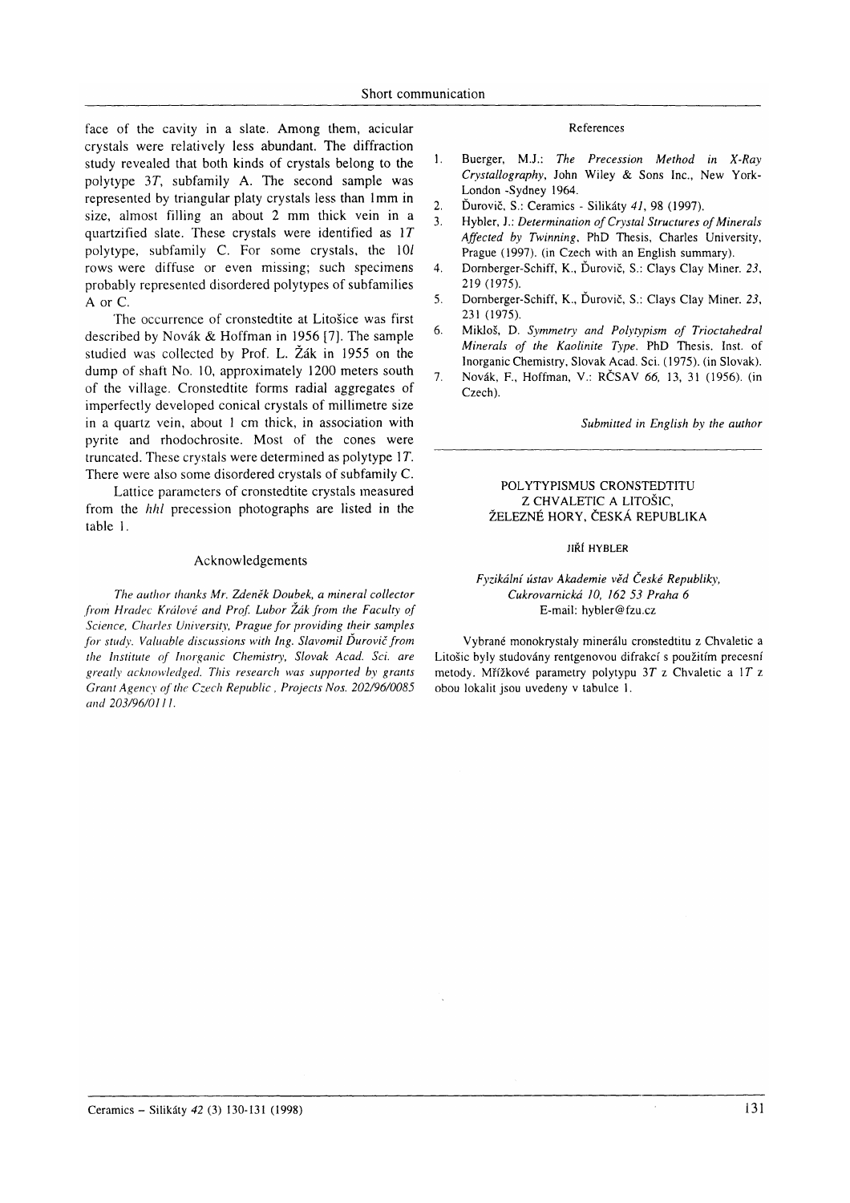face of the cavity in a slate. Among them, acicular crystals were relatively less abundant. The diffraction study revealed that both kinds of crystals belong to the polytype *3T*, subfamily A. The second sample was represented by triangular platy crystals less than 1mm in size, almost filling an about 2 mm thick vein in a quartzified slate. These crystals were identified as *1T* polytype, subfamily C. For some crystals, the *10l* rows were diffuse or even missing; such specimens probably represented disordered polytypes of subfamilies A or C.

The occurrence of cronstedtite at Litošice was first described by Novák & Hoffman in 1956 [7]. The sample studied was collected by Prof. L. Žák in 1955 on the dump of shaft No. 10, approximately 1200 meters south of the village. Cronstedtite forms radial aggregates of imperfectly developed conical crystals of millimetre size in a quartz vein, about 1 cm thick, in association with pyrite and rhodochrosite. Most of the cones were truncated. These crystals were determined as polytype *1T*. There were also some disordered crystals of subfamily C.

Lattice parameters of cronstedtite crystals measured from the *hhl* precession photographs are listed in the table 1.

## Acknowledgements

*The author thanks Mr. Zdeněk Doubek, a mineral collector from Hradec Králové and Prof. Lubor Žák from the Faculty of Science, Charles University, Prague for providing their samples for study. Valuable discussions with Ing. Slavomil Ďurovič from the Institute of Inorganic Chemistry, Slovak Acad. Sci. are greatly acknowledged. This research was supported by grants Grant Agency of the Czech Republic , Projects Nos. 202/96/0085 and 203/96/0111.*

## References

1. Buerger, M.J.: *The Precession Method in X-Ray Crystallography*, John Wiley & Sons Inc., New York-London -Sydney 1964.
2. Ďurovič, S.: Ceramics - Silikáty *41*, 98 (1997).
3. Hybler, J.: *Determination of Crystal Structures of Minerals Affected by Twinning*, PhD Thesis, Charles University, Prague (1997). (in Czech with an English summary).
4. Dornberger-Schiff, K., Ďurovič, S.: Clays Clay Miner. *23*, 219 (1975).
5. Dornberger-Schiff, K., Ďurovič, S.: Clays Clay Miner. *23*, 231 (1975).
6. Mikloš, D. *Symmetry and Polytypism of Trioctahedral Minerals of the Kaolinite Type*. PhD Thesis. Inst. of Inorganic Chemistry, Slovak Acad. Sci. (1975). (in Slovak).
7. Novák, F., Hoffman, V.: RČSAV *66*, 13, 31 (1956). (in Czech).

*Submitted in English by the author*

## POLYTYPISMUS CRONSTEDTITU Z CHVALETIC A LITOŠIC, ŽELEZNÉ HORY, ČESKÁ REPUBLIKA

JIŘÍ HYBLER

*Fyzikální ústav Akademie věd České Republiky, Cukrovarnická 10, 162 53 Praha 6*
E-mail: hybler@fzu.cz

Vybrané monokrystaly minerálu cronstedtitu z Chvaletic a Litošic byly studovány rentgenovou difrakcí s použitím precesní metody. Mřížkové parametry polytypu *3T* z Chvaletic a *1T* z obou lokalit jsou uvedeny v tabulce 1.